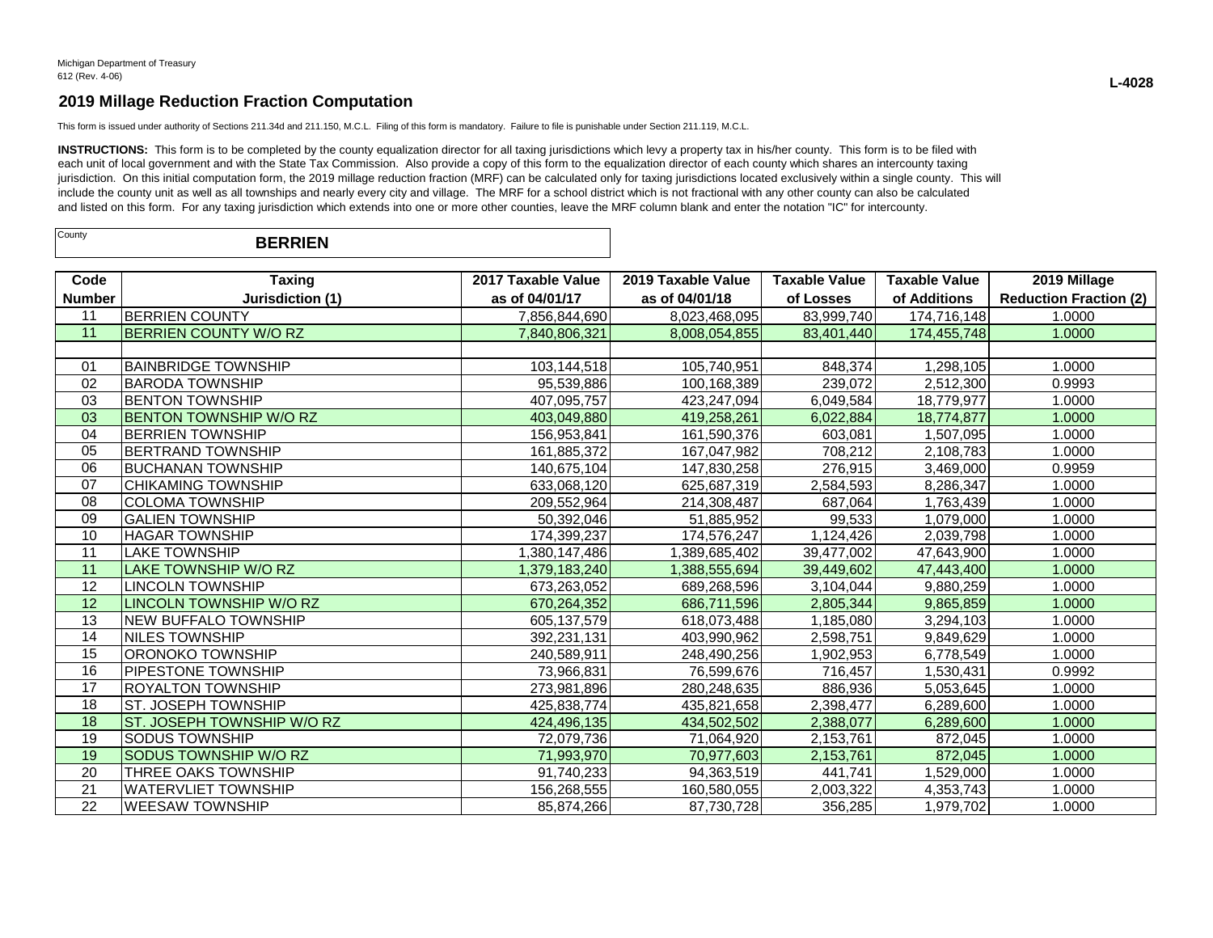Michigan Department of Treasury
612 (Rev. 4-06)

**L-4028**

## 2019 Millage Reduction Fraction Computation

This form is issued under authority of Sections 211.34d and 211.150, M.C.L. Filing of this form is mandatory. Failure to file is punishable under Section 211.119, M.C.L.

**INSTRUCTIONS:** This form is to be completed by the county equalization director for all taxing jurisdictions which levy a property tax in his/her county. This form is to be filed with each unit of local government and with the State Tax Commission. Also provide a copy of this form to the equalization director of each county which shares an intercounty taxing jurisdiction. On this initial computation form, the 2019 millage reduction fraction (MRF) can be calculated only for taxing jurisdictions located exclusively within a single county. This will include the county unit as well as all townships and nearly every city and village. The MRF for a school district which is not fractional with any other county can also be calculated and listed on this form. For any taxing jurisdiction which extends into one or more other counties, leave the MRF column blank and enter the notation "IC" for intercounty.

County: **BERRIEN**

| Code Number | Taxing Jurisdiction (1) | 2017 Taxable Value as of 04/01/17 | 2019 Taxable Value as of 04/01/18 | Taxable Value of Losses | Taxable Value of Additions | 2019 Millage Reduction Fraction (2) |
|---|---|---|---|---|---|---|
| 11 | BERRIEN COUNTY | 7,856,844,690 | 8,023,468,095 | 83,999,740 | 174,716,148 | 1.0000 |
| 11 | BERRIEN COUNTY W/O RZ | 7,840,806,321 | 8,008,054,855 | 83,401,440 | 174,455,748 | 1.0000 |
| | | | | | | |
| 01 | BAINBRIDGE TOWNSHIP | 103,144,518 | 105,740,951 | 848,374 | 1,298,105 | 1.0000 |
| 02 | BARODA TOWNSHIP | 95,539,886 | 100,168,389 | 239,072 | 2,512,300 | 0.9993 |
| 03 | BENTON TOWNSHIP | 407,095,757 | 423,247,094 | 6,049,584 | 18,779,977 | 1.0000 |
| 03 | BENTON TOWNSHIP W/O RZ | 403,049,880 | 419,258,261 | 6,022,884 | 18,774,877 | 1.0000 |
| 04 | BERRIEN TOWNSHIP | 156,953,841 | 161,590,376 | 603,081 | 1,507,095 | 1.0000 |
| 05 | BERTRAND TOWNSHIP | 161,885,372 | 167,047,982 | 708,212 | 2,108,783 | 1.0000 |
| 06 | BUCHANAN TOWNSHIP | 140,675,104 | 147,830,258 | 276,915 | 3,469,000 | 0.9959 |
| 07 | CHIKAMING TOWNSHIP | 633,068,120 | 625,687,319 | 2,584,593 | 8,286,347 | 1.0000 |
| 08 | COLOMA TOWNSHIP | 209,552,964 | 214,308,487 | 687,064 | 1,763,439 | 1.0000 |
| 09 | GALIEN TOWNSHIP | 50,392,046 | 51,885,952 | 99,533 | 1,079,000 | 1.0000 |
| 10 | HAGAR TOWNSHIP | 174,399,237 | 174,576,247 | 1,124,426 | 2,039,798 | 1.0000 |
| 11 | LAKE TOWNSHIP | 1,380,147,486 | 1,389,685,402 | 39,477,002 | 47,643,900 | 1.0000 |
| 11 | LAKE TOWNSHIP W/O RZ | 1,379,183,240 | 1,388,555,694 | 39,449,602 | 47,443,400 | 1.0000 |
| 12 | LINCOLN TOWNSHIP | 673,263,052 | 689,268,596 | 3,104,044 | 9,880,259 | 1.0000 |
| 12 | LINCOLN TOWNSHIP W/O RZ | 670,264,352 | 686,711,596 | 2,805,344 | 9,865,859 | 1.0000 |
| 13 | NEW BUFFALO TOWNSHIP | 605,137,579 | 618,073,488 | 1,185,080 | 3,294,103 | 1.0000 |
| 14 | NILES TOWNSHIP | 392,231,131 | 403,990,962 | 2,598,751 | 9,849,629 | 1.0000 |
| 15 | ORONOKO TOWNSHIP | 240,589,911 | 248,490,256 | 1,902,953 | 6,778,549 | 1.0000 |
| 16 | PIPESTONE TOWNSHIP | 73,966,831 | 76,599,676 | 716,457 | 1,530,431 | 0.9992 |
| 17 | ROYALTON TOWNSHIP | 273,981,896 | 280,248,635 | 886,936 | 5,053,645 | 1.0000 |
| 18 | ST. JOSEPH TOWNSHIP | 425,838,774 | 435,821,658 | 2,398,477 | 6,289,600 | 1.0000 |
| 18 | ST. JOSEPH TOWNSHIP W/O RZ | 424,496,135 | 434,502,502 | 2,388,077 | 6,289,600 | 1.0000 |
| 19 | SODUS TOWNSHIP | 72,079,736 | 71,064,920 | 2,153,761 | 872,045 | 1.0000 |
| 19 | SODUS TOWNSHIP W/O RZ | 71,993,970 | 70,977,603 | 2,153,761 | 872,045 | 1.0000 |
| 20 | THREE OAKS TOWNSHIP | 91,740,233 | 94,363,519 | 441,741 | 1,529,000 | 1.0000 |
| 21 | WATERVLIET TOWNSHIP | 156,268,555 | 160,580,055 | 2,003,322 | 4,353,743 | 1.0000 |
| 22 | WEESAW TOWNSHIP | 85,874,266 | 87,730,728 | 356,285 | 1,979,702 | 1.0000 |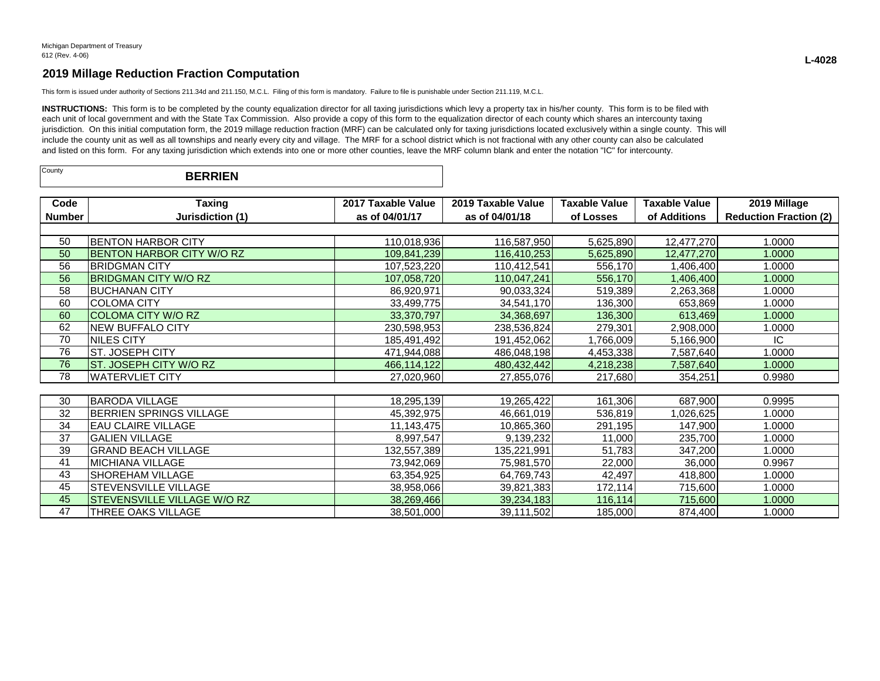Michigan Department of Treasury
612 (Rev. 4-06)

**L-4028**

## 2019 Millage Reduction Fraction Computation

This form is issued under authority of Sections 211.34d and 211.150, M.C.L. Filing of this form is mandatory. Failure to file is punishable under Section 211.119, M.C.L.

**INSTRUCTIONS:** This form is to be completed by the county equalization director for all taxing jurisdictions which levy a property tax in his/her county. This form is to be filed with each unit of local government and with the State Tax Commission. Also provide a copy of this form to the equalization director of each county which shares an intercounty taxing jurisdiction. On this initial computation form, the 2019 millage reduction fraction (MRF) can be calculated only for taxing jurisdictions located exclusively within a single county. This will include the county unit as well as all townships and nearly every city and village. The MRF for a school district which is not fractional with any other county can also be calculated and listed on this form. For any taxing jurisdiction which extends into one or more other counties, leave the MRF column blank and enter the notation "IC" for intercounty.

County: **BERRIEN**

| Code Number | Taxing Jurisdiction (1) | 2017 Taxable Value as of 04/01/17 | 2019 Taxable Value as of 04/01/18 | Taxable Value of Losses | Taxable Value of Additions | 2019 Millage Reduction Fraction (2) |
|---|---|---|---|---|---|---|
| 50 | BENTON HARBOR CITY | 110,018,936 | 116,587,950 | 5,625,890 | 12,477,270 | 1.0000 |
| 50 | BENTON HARBOR CITY W/O RZ | 109,841,239 | 116,410,253 | 5,625,890 | 12,477,270 | 1.0000 |
| 56 | BRIDGMAN CITY | 107,523,220 | 110,412,541 | 556,170 | 1,406,400 | 1.0000 |
| 56 | BRIDGMAN CITY W/O RZ | 107,058,720 | 110,047,241 | 556,170 | 1,406,400 | 1.0000 |
| 58 | BUCHANAN CITY | 86,920,971 | 90,033,324 | 519,389 | 2,263,368 | 1.0000 |
| 60 | COLOMA CITY | 33,499,775 | 34,541,170 | 136,300 | 653,869 | 1.0000 |
| 60 | COLOMA CITY W/O RZ | 33,370,797 | 34,368,697 | 136,300 | 613,469 | 1.0000 |
| 62 | NEW BUFFALO CITY | 230,598,953 | 238,536,824 | 279,301 | 2,908,000 | 1.0000 |
| 70 | NILES CITY | 185,491,492 | 191,452,062 | 1,766,009 | 5,166,900 | IC |
| 76 | ST. JOSEPH CITY | 471,944,088 | 486,048,198 | 4,453,338 | 7,587,640 | 1.0000 |
| 76 | ST. JOSEPH CITY W/O RZ | 466,114,122 | 480,432,442 | 4,218,238 | 7,587,640 | 1.0000 |
| 78 | WATERVLIET CITY | 27,020,960 | 27,855,076 | 217,680 | 354,251 | 0.9980 |
| | | | | | | |
| 30 | BARODA VILLAGE | 18,295,139 | 19,265,422 | 161,306 | 687,900 | 0.9995 |
| 32 | BERRIEN SPRINGS VILLAGE | 45,392,975 | 46,661,019 | 536,819 | 1,026,625 | 1.0000 |
| 34 | EAU CLAIRE VILLAGE | 11,143,475 | 10,865,360 | 291,195 | 147,900 | 1.0000 |
| 37 | GALIEN VILLAGE | 8,997,547 | 9,139,232 | 11,000 | 235,700 | 1.0000 |
| 39 | GRAND BEACH VILLAGE | 132,557,389 | 135,221,991 | 51,783 | 347,200 | 1.0000 |
| 41 | MICHIANA VILLAGE | 73,942,069 | 75,981,570 | 22,000 | 36,000 | 0.9967 |
| 43 | SHOREHAM VILLAGE | 63,354,925 | 64,769,743 | 42,497 | 418,800 | 1.0000 |
| 45 | STEVENSVILLE VILLAGE | 38,958,066 | 39,821,383 | 172,114 | 715,600 | 1.0000 |
| 45 | STEVENSVILLE VILLAGE W/O RZ | 38,269,466 | 39,234,183 | 116,114 | 715,600 | 1.0000 |
| 47 | THREE OAKS VILLAGE | 38,501,000 | 39,111,502 | 185,000 | 874,400 | 1.0000 |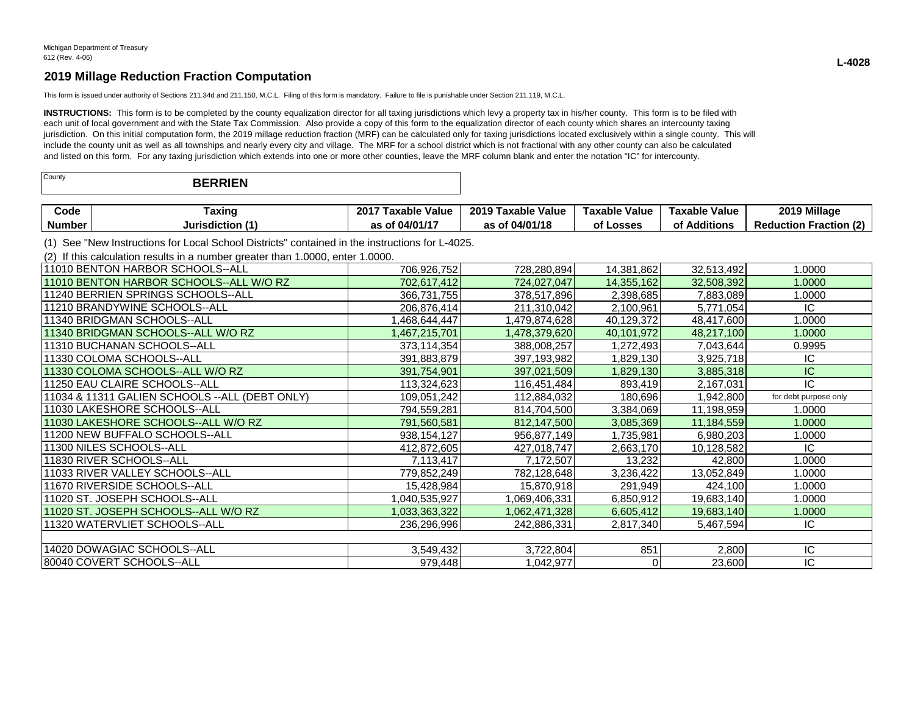Michigan Department of Treasury
612 (Rev. 4-06)

**L-4028**

## 2019 Millage Reduction Fraction Computation

This form is issued under authority of Sections 211.34d and 211.150, M.C.L. Filing of this form is mandatory. Failure to file is punishable under Section 211.119, M.C.L.

**INSTRUCTIONS:** This form is to be completed by the county equalization director for all taxing jurisdictions which levy a property tax in his/her county. This form is to be filed with each unit of local government and with the State Tax Commission. Also provide a copy of this form to the equalization director of each county which shares an intercounty taxing jurisdiction. On this initial computation form, the 2019 millage reduction fraction (MRF) can be calculated only for taxing jurisdictions located exclusively within a single county. This will include the county unit as well as all townships and nearly every city and village. The MRF for a school district which is not fractional with any other county can also be calculated and listed on this form. For any taxing jurisdiction which extends into one or more other counties, leave the MRF column blank and enter the notation "IC" for intercounty.

County: **BERRIEN**

(1) See "New Instructions for Local School Districts" contained in the instructions for L-4025.

(2) If this calculation results in a number greater than 1.0000, enter 1.0000.

| Code Number / Taxing Jurisdiction (1) | 2017 Taxable Value as of 04/01/17 | 2019 Taxable Value as of 04/01/18 | Taxable Value of Losses | Taxable Value of Additions | 2019 Millage Reduction Fraction (2) |
|---|---|---|---|---|---|
| 11010 BENTON HARBOR SCHOOLS--ALL | 706,926,752 | 728,280,894 | 14,381,862 | 32,513,492 | 1.0000 |
| 11010 BENTON HARBOR SCHOOLS--ALL W/O RZ | 702,617,412 | 724,027,047 | 14,355,162 | 32,508,392 | 1.0000 |
| 11240 BERRIEN SPRINGS SCHOOLS--ALL | 366,731,755 | 378,517,896 | 2,398,685 | 7,883,089 | 1.0000 |
| 11210 BRANDYWINE SCHOOLS--ALL | 206,876,414 | 211,310,042 | 2,100,961 | 5,771,054 | IC |
| 11340 BRIDGMAN SCHOOLS--ALL | 1,468,644,447 | 1,479,874,628 | 40,129,372 | 48,417,600 | 1.0000 |
| 11340 BRIDGMAN SCHOOLS--ALL W/O RZ | 1,467,215,701 | 1,478,379,620 | 40,101,972 | 48,217,100 | 1.0000 |
| 11310 BUCHANAN SCHOOLS--ALL | 373,114,354 | 388,008,257 | 1,272,493 | 7,043,644 | 0.9995 |
| 11330 COLOMA SCHOOLS--ALL | 391,883,879 | 397,193,982 | 1,829,130 | 3,925,718 | IC |
| 11330 COLOMA SCHOOLS--ALL W/O RZ | 391,754,901 | 397,021,509 | 1,829,130 | 3,885,318 | IC |
| 11250 EAU CLAIRE SCHOOLS--ALL | 113,324,623 | 116,451,484 | 893,419 | 2,167,031 | IC |
| 11034 & 11311 GALIEN SCHOOLS --ALL (DEBT ONLY) | 109,051,242 | 112,884,032 | 180,696 | 1,942,800 | for debt purpose only |
| 11030 LAKESHORE SCHOOLS--ALL | 794,559,281 | 814,704,500 | 3,384,069 | 11,198,959 | 1.0000 |
| 11030 LAKESHORE SCHOOLS--ALL W/O RZ | 791,560,581 | 812,147,500 | 3,085,369 | 11,184,559 | 1.0000 |
| 11200 NEW BUFFALO SCHOOLS--ALL | 938,154,127 | 956,877,149 | 1,735,981 | 6,980,203 | 1.0000 |
| 11300 NILES SCHOOLS--ALL | 412,872,605 | 427,018,747 | 2,663,170 | 10,128,582 | IC |
| 11830 RIVER SCHOOLS--ALL | 7,113,417 | 7,172,507 | 13,232 | 42,800 | 1.0000 |
| 11033 RIVER VALLEY SCHOOLS--ALL | 779,852,249 | 782,128,648 | 3,236,422 | 13,052,849 | 1.0000 |
| 11670 RIVERSIDE SCHOOLS--ALL | 15,428,984 | 15,870,918 | 291,949 | 424,100 | 1.0000 |
| 11020 ST. JOSEPH SCHOOLS--ALL | 1,040,535,927 | 1,069,406,331 | 6,850,912 | 19,683,140 | 1.0000 |
| 11020 ST. JOSEPH SCHOOLS--ALL W/O RZ | 1,033,363,322 | 1,062,471,328 | 6,605,412 | 19,683,140 | 1.0000 |
| 11320 WATERVLIET SCHOOLS--ALL | 236,296,996 | 242,886,331 | 2,817,340 | 5,467,594 | IC |
| | | | | | |
| 14020 DOWAGIAC SCHOOLS--ALL | 3,549,432 | 3,722,804 | 851 | 2,800 | IC |
| 80040 COVERT SCHOOLS--ALL | 979,448 | 1,042,977 | 0 | 23,600 | IC |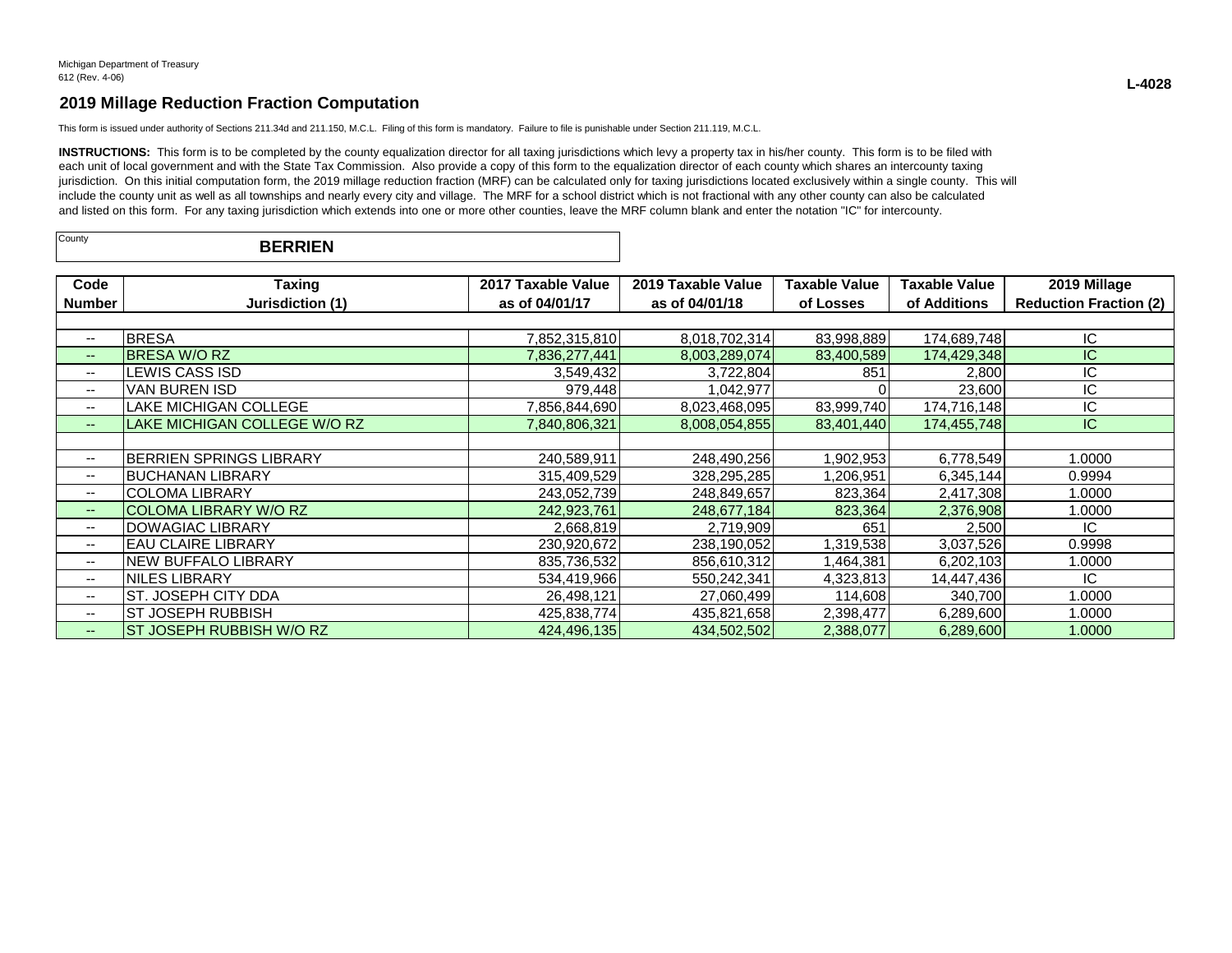Michigan Department of Treasury
612 (Rev. 4-06)

**L-4028**

## 2019 Millage Reduction Fraction Computation

This form is issued under authority of Sections 211.34d and 211.150, M.C.L. Filing of this form is mandatory. Failure to file is punishable under Section 211.119, M.C.L.

**INSTRUCTIONS:** This form is to be completed by the county equalization director for all taxing jurisdictions which levy a property tax in his/her county. This form is to be filed with each unit of local government and with the State Tax Commission. Also provide a copy of this form to the equalization director of each county which shares an intercounty taxing jurisdiction. On this initial computation form, the 2019 millage reduction fraction (MRF) can be calculated only for taxing jurisdictions located exclusively within a single county. This will include the county unit as well as all townships and nearly every city and village. The MRF for a school district which is not fractional with any other county can also be calculated and listed on this form. For any taxing jurisdiction which extends into one or more other counties, leave the MRF column blank and enter the notation "IC" for intercounty.

County: **BERRIEN**

| Code Number | Taxing Jurisdiction (1) | 2017 Taxable Value as of 04/01/17 | 2019 Taxable Value as of 04/01/18 | Taxable Value of Losses | Taxable Value of Additions | 2019 Millage Reduction Fraction (2) |
|---|---|---|---|---|---|---|
| -- | BRESA | 7,852,315,810 | 8,018,702,314 | 83,998,889 | 174,689,748 | IC |
| -- | BRESA W/O RZ | 7,836,277,441 | 8,003,289,074 | 83,400,589 | 174,429,348 | IC |
| -- | LEWIS CASS ISD | 3,549,432 | 3,722,804 | 851 | 2,800 | IC |
| -- | VAN BUREN ISD | 979,448 | 1,042,977 | 0 | 23,600 | IC |
| -- | LAKE MICHIGAN COLLEGE | 7,856,844,690 | 8,023,468,095 | 83,999,740 | 174,716,148 | IC |
| -- | LAKE MICHIGAN COLLEGE W/O RZ | 7,840,806,321 | 8,008,054,855 | 83,401,440 | 174,455,748 | IC |
| | | | | | | |
| -- | BERRIEN SPRINGS LIBRARY | 240,589,911 | 248,490,256 | 1,902,953 | 6,778,549 | 1.0000 |
| -- | BUCHANAN LIBRARY | 315,409,529 | 328,295,285 | 1,206,951 | 6,345,144 | 0.9994 |
| -- | COLOMA LIBRARY | 243,052,739 | 248,849,657 | 823,364 | 2,417,308 | 1.0000 |
| -- | COLOMA LIBRARY W/O RZ | 242,923,761 | 248,677,184 | 823,364 | 2,376,908 | 1.0000 |
| -- | DOWAGIAC LIBRARY | 2,668,819 | 2,719,909 | 651 | 2,500 | IC |
| -- | EAU CLAIRE LIBRARY | 230,920,672 | 238,190,052 | 1,319,538 | 3,037,526 | 0.9998 |
| -- | NEW BUFFALO LIBRARY | 835,736,532 | 856,610,312 | 1,464,381 | 6,202,103 | 1.0000 |
| -- | NILES LIBRARY | 534,419,966 | 550,242,341 | 4,323,813 | 14,447,436 | IC |
| -- | ST. JOSEPH CITY DDA | 26,498,121 | 27,060,499 | 114,608 | 340,700 | 1.0000 |
| -- | ST JOSEPH RUBBISH | 425,838,774 | 435,821,658 | 2,398,477 | 6,289,600 | 1.0000 |
| -- | ST JOSEPH RUBBISH W/O RZ | 424,496,135 | 434,502,502 | 2,388,077 | 6,289,600 | 1.0000 |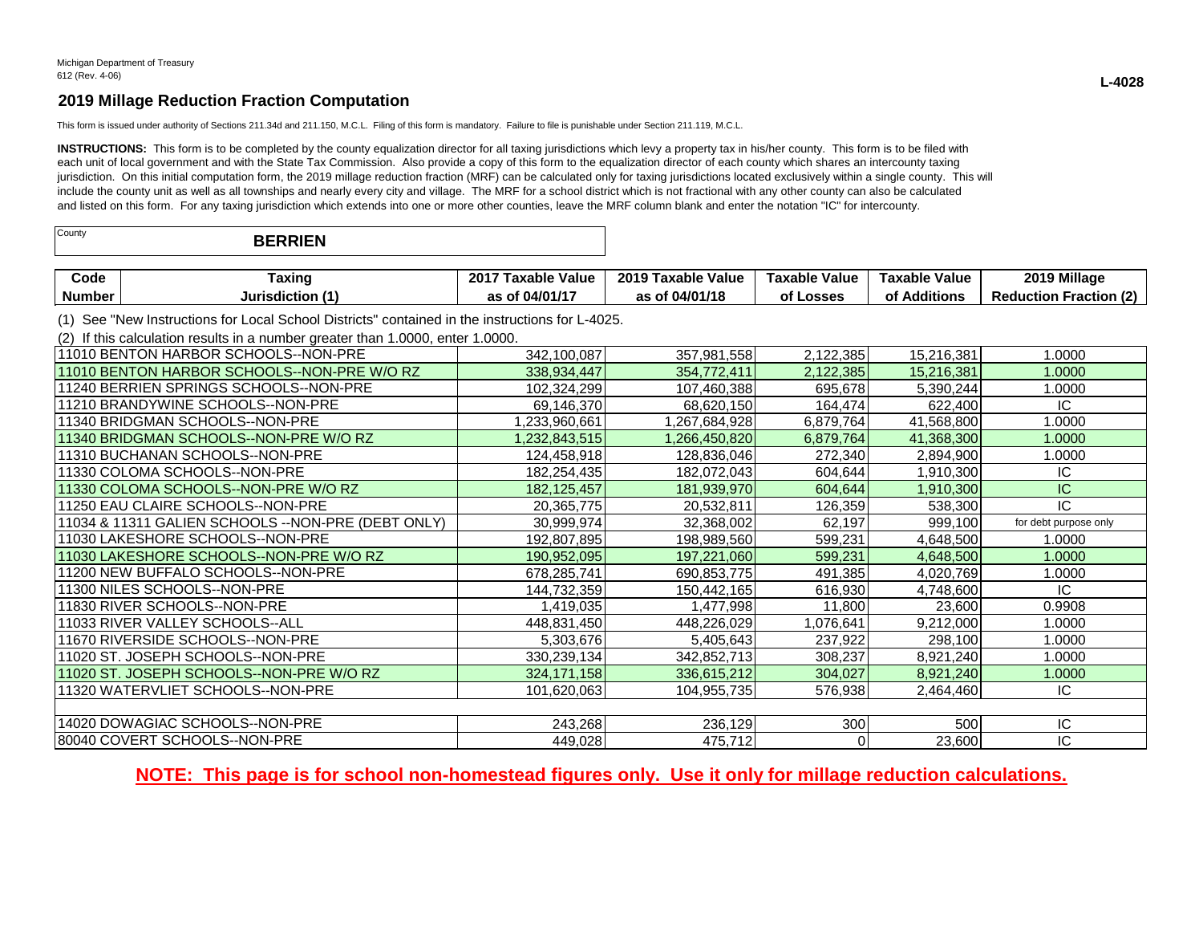Michigan Department of Treasury
612 (Rev. 4-06)

**L-4028**

## 2019 Millage Reduction Fraction Computation

This form is issued under authority of Sections 211.34d and 211.150, M.C.L. Filing of this form is mandatory. Failure to file is punishable under Section 211.119, M.C.L.

**INSTRUCTIONS:** This form is to be completed by the county equalization director for all taxing jurisdictions which levy a property tax in his/her county. This form is to be filed with each unit of local government and with the State Tax Commission. Also provide a copy of this form to the equalization director of each county which shares an intercounty taxing jurisdiction. On this initial computation form, the 2019 millage reduction fraction (MRF) can be calculated only for taxing jurisdictions located exclusively within a single county. This will include the county unit as well as all townships and nearly every city and village. The MRF for a school district which is not fractional with any other county can also be calculated and listed on this form. For any taxing jurisdiction which extends into one or more other counties, leave the MRF column blank and enter the notation "IC" for intercounty.

County: **BERRIEN**

(1) See "New Instructions for Local School Districts" contained in the instructions for L-4025.

(2) If this calculation results in a number greater than 1.0000, enter 1.0000.

| Code Number | Taxing Jurisdiction (1) | 2017 Taxable Value as of 04/01/17 | 2019 Taxable Value as of 04/01/18 | Taxable Value of Losses | Taxable Value of Additions | 2019 Millage Reduction Fraction (2) |
|---|---|---|---|---|---|---|
| | 11010 BENTON HARBOR SCHOOLS--NON-PRE | 342,100,087 | 357,981,558 | 2,122,385 | 15,216,381 | 1.0000 |
| | 11010 BENTON HARBOR SCHOOLS--NON-PRE W/O RZ | 338,934,447 | 354,772,411 | 2,122,385 | 15,216,381 | 1.0000 |
| | 11240 BERRIEN SPRINGS SCHOOLS--NON-PRE | 102,324,299 | 107,460,388 | 695,678 | 5,390,244 | 1.0000 |
| | 11210 BRANDYWINE SCHOOLS--NON-PRE | 69,146,370 | 68,620,150 | 164,474 | 622,400 | IC |
| | 11340 BRIDGMAN SCHOOLS--NON-PRE | 1,233,960,661 | 1,267,684,928 | 6,879,764 | 41,568,800 | 1.0000 |
| | 11340 BRIDGMAN SCHOOLS--NON-PRE W/O RZ | 1,232,843,515 | 1,266,450,820 | 6,879,764 | 41,368,300 | 1.0000 |
| | 11310 BUCHANAN SCHOOLS--NON-PRE | 124,458,918 | 128,836,046 | 272,340 | 2,894,900 | 1.0000 |
| | 11330 COLOMA SCHOOLS--NON-PRE | 182,254,435 | 182,072,043 | 604,644 | 1,910,300 | IC |
| | 11330 COLOMA SCHOOLS--NON-PRE W/O RZ | 182,125,457 | 181,939,970 | 604,644 | 1,910,300 | IC |
| | 11250 EAU CLAIRE SCHOOLS--NON-PRE | 20,365,775 | 20,532,811 | 126,359 | 538,300 | IC |
| | 11034 & 11311 GALIEN SCHOOLS --NON-PRE (DEBT ONLY) | 30,999,974 | 32,368,002 | 62,197 | 999,100 | for debt purpose only |
| | 11030 LAKESHORE SCHOOLS--NON-PRE | 192,807,895 | 198,989,560 | 599,231 | 4,648,500 | 1.0000 |
| | 11030 LAKESHORE SCHOOLS--NON-PRE W/O RZ | 190,952,095 | 197,221,060 | 599,231 | 4,648,500 | 1.0000 |
| | 11200 NEW BUFFALO SCHOOLS--NON-PRE | 678,285,741 | 690,853,775 | 491,385 | 4,020,769 | 1.0000 |
| | 11300 NILES SCHOOLS--NON-PRE | 144,732,359 | 150,442,165 | 616,930 | 4,748,600 | IC |
| | 11830 RIVER SCHOOLS--NON-PRE | 1,419,035 | 1,477,998 | 11,800 | 23,600 | 0.9908 |
| | 11033 RIVER VALLEY SCHOOLS--ALL | 448,831,450 | 448,226,029 | 1,076,641 | 9,212,000 | 1.0000 |
| | 11670 RIVERSIDE SCHOOLS--NON-PRE | 5,303,676 | 5,405,643 | 237,922 | 298,100 | 1.0000 |
| | 11020 ST. JOSEPH SCHOOLS--NON-PRE | 330,239,134 | 342,852,713 | 308,237 | 8,921,240 | 1.0000 |
| | 11020 ST. JOSEPH SCHOOLS--NON-PRE W/O RZ | 324,171,158 | 336,615,212 | 304,027 | 8,921,240 | 1.0000 |
| | 11320 WATERVLIET SCHOOLS--NON-PRE | 101,620,063 | 104,955,735 | 576,938 | 2,464,460 | IC |
| | | | | | | |
| | 14020 DOWAGIAC SCHOOLS--NON-PRE | 243,268 | 236,129 | 300 | 500 | IC |
| | 80040 COVERT SCHOOLS--NON-PRE | 449,028 | 475,712 | 0 | 23,600 | IC |

**NOTE: This page is for school non-homestead figures only. Use it only for millage reduction calculations.**